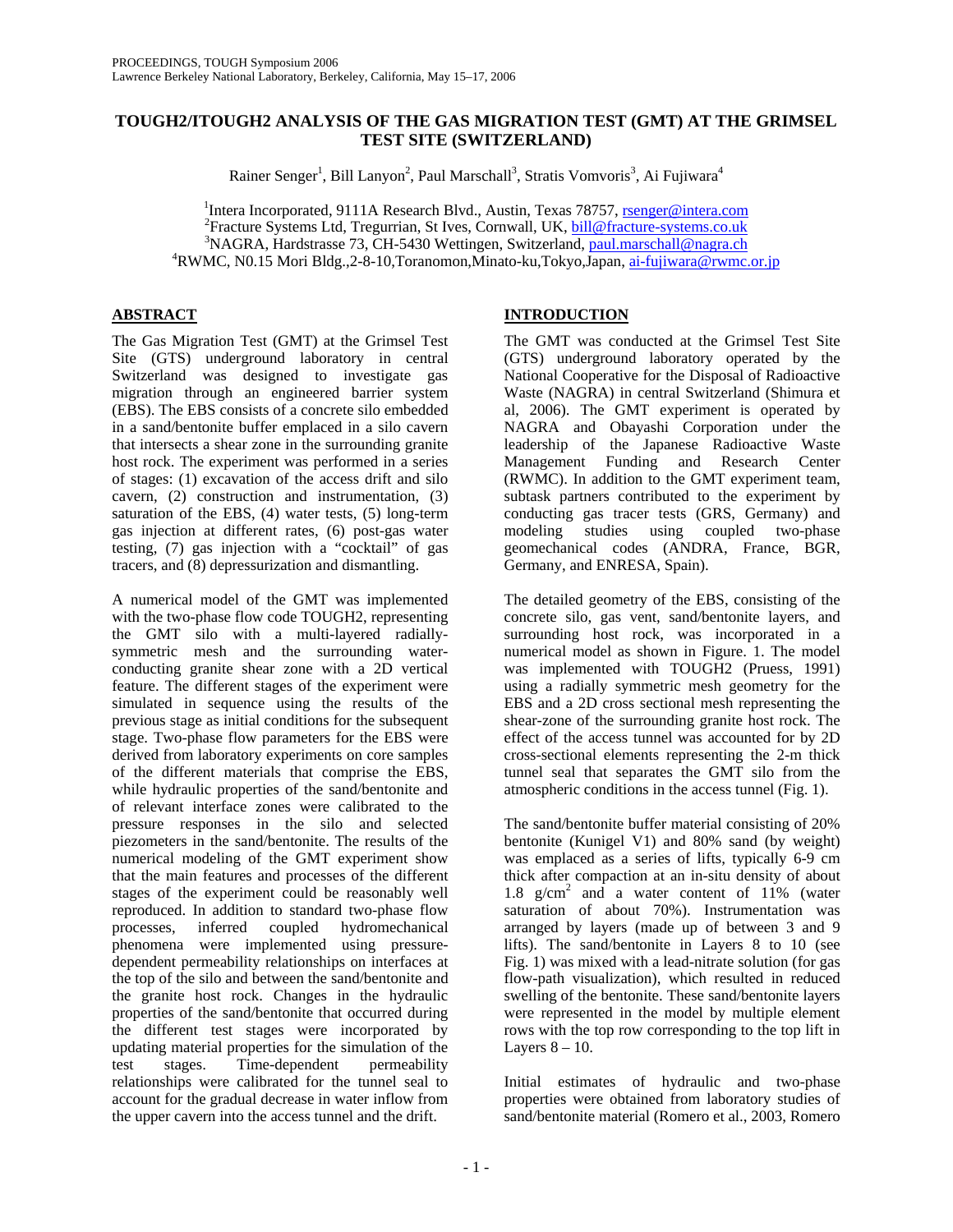# TOUGH2/ITOUGH2 ANALYSIS OF THE GAS MIGRATION TEST (GMT) AT THE GRIMSEL TEST SITE (SWITZERLAND)

Rainer Senger[1], Bill Lanyon[2], Paul Marschall[3], Stratis Vomvoris[3], Ai Fujiwara[4]

[1]Intera Incorporated, 9111A Research Blvd., Austin, Texas 78757, rsenger@intera.com
[2]Fracture Systems Ltd, Tregurrian, St Ives, Cornwall, UK, bill@fracture-systems.co.uk
[3]NAGRA, Hardstrasse 73, CH-5430 Wettingen, Switzerland, paul.marschall@nagra.ch
[4]RWMC, N0.15 Mori Bldg.,2-8-10,Toranomon,Minato-ku,Tokyo,Japan, ai-fujiwara@rwmc.or.jp

## ABSTRACT

The Gas Migration Test (GMT) at the Grimsel Test Site (GTS) underground laboratory in central Switzerland was designed to investigate gas migration through an engineered barrier system (EBS). The EBS consists of a concrete silo embedded in a sand/bentonite buffer emplaced in a silo cavern that intersects a shear zone in the surrounding granite host rock. The experiment was performed in a series of stages: (1) excavation of the access drift and silo cavern, (2) construction and instrumentation, (3) saturation of the EBS, (4) water tests, (5) long-term gas injection at different rates, (6) post-gas water testing, (7) gas injection with a "cocktail" of gas tracers, and (8) depressurization and dismantling.

A numerical model of the GMT was implemented with the two-phase flow code TOUGH2, representing the GMT silo with a multi-layered radially-symmetric mesh and the surrounding water-conducting granite shear zone with a 2D vertical feature. The different stages of the experiment were simulated in sequence using the results of the previous stage as initial conditions for the subsequent stage. Two-phase flow parameters for the EBS were derived from laboratory experiments on core samples of the different materials that comprise the EBS, while hydraulic properties of the sand/bentonite and of relevant interface zones were calibrated to the pressure responses in the silo and selected piezometers in the sand/bentonite. The results of the numerical modeling of the GMT experiment show that the main features and processes of the different stages of the experiment could be reasonably well reproduced. In addition to standard two-phase flow processes, inferred coupled hydromechanical phenomena were implemented using pressure-dependent permeability relationships on interfaces at the top of the silo and between the sand/bentonite and the granite host rock. Changes in the hydraulic properties of the sand/bentonite that occurred during the different test stages were incorporated by updating material properties for the simulation of the test stages. Time-dependent permeability relationships were calibrated for the tunnel seal to account for the gradual decrease in water inflow from the upper cavern into the access tunnel and the drift.

## INTRODUCTION

The GMT was conducted at the Grimsel Test Site (GTS) underground laboratory operated by the National Cooperative for the Disposal of Radioactive Waste (NAGRA) in central Switzerland (Shimura et al, 2006). The GMT experiment is operated by NAGRA and Obayashi Corporation under the leadership of the Japanese Radioactive Waste Management Funding and Research Center (RWMC). In addition to the GMT experiment team, subtask partners contributed to the experiment by conducting gas tracer tests (GRS, Germany) and modeling studies using coupled two-phase geomechanical codes (ANDRA, France, BGR, Germany, and ENRESA, Spain).

The detailed geometry of the EBS, consisting of the concrete silo, gas vent, sand/bentonite layers, and surrounding host rock, was incorporated in a numerical model as shown in Figure. 1. The model was implemented with TOUGH2 (Pruess, 1991) using a radially symmetric mesh geometry for the EBS and a 2D cross sectional mesh representing the shear-zone of the surrounding granite host rock. The effect of the access tunnel was accounted for by 2D cross-sectional elements representing the 2-m thick tunnel seal that separates the GMT silo from the atmospheric conditions in the access tunnel (Fig. 1).

The sand/bentonite buffer material consisting of 20% bentonite (Kunigel V1) and 80% sand (by weight) was emplaced as a series of lifts, typically 6-9 cm thick after compaction at an in-situ density of about 1.8 $g/cm^2$ and a water content of 11% (water saturation of about 70%). Instrumentation was arranged by layers (made up of between 3 and 9 lifts). The sand/bentonite in Layers 8 to 10 (see Fig. 1) was mixed with a lead-nitrate solution (for gas flow-path visualization), which resulted in reduced swelling of the bentonite. These sand/bentonite layers were represented in the model by multiple element rows with the top row corresponding to the top lift in Layers 8 – 10.

Initial estimates of hydraulic and two-phase properties were obtained from laboratory studies of sand/bentonite material (Romero et al., 2003, Romero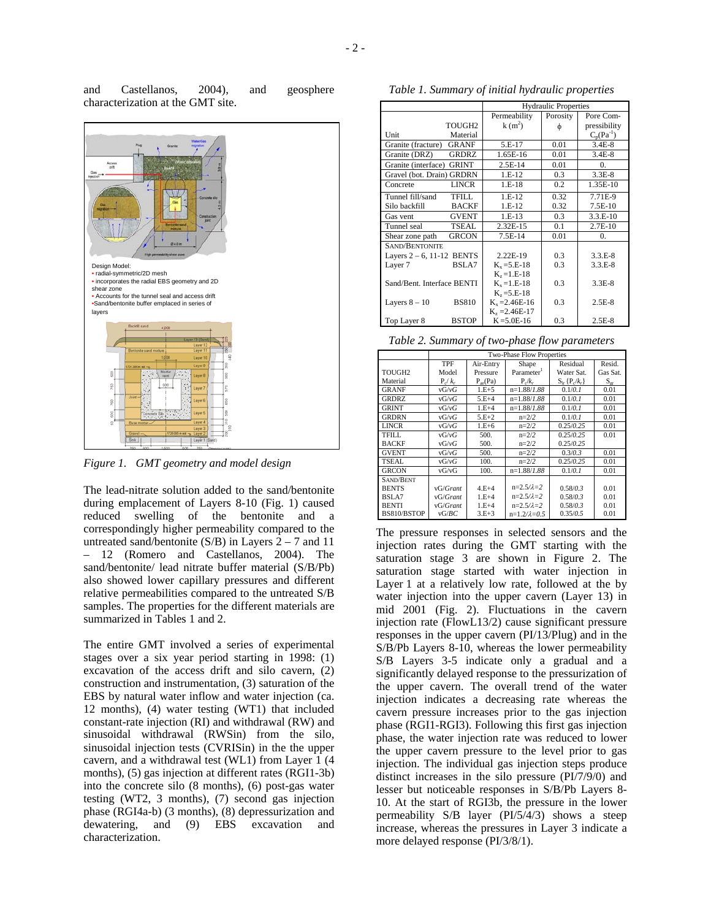and Castellanos, 2004), and geosphere characterization at the GMT site.

Figure 1. GMT geometry and model design

The lead-nitrate solution added to the sand/bentonite during emplacement of Layers 8-10 (Fig. 1) caused reduced swelling of the bentonite and a correspondingly higher permeability compared to the untreated sand/bentonite (S/B) in Layers 2 – 7 and 11 – 12 (Romero and Castellanos, 2004). The sand/bentonite/ lead nitrate buffer material (S/B/Pb) also showed lower capillary pressures and different relative permeabilities compared to the untreated S/B samples. The properties for the different materials are summarized in Tables 1 and 2.

The entire GMT involved a series of experimental stages over a six year period starting in 1998: (1) excavation of the access drift and silo cavern, (2) construction and instrumentation, (3) saturation of the EBS by natural water inflow and water injection (ca. 12 months), (4) water testing (WT1) that included constant-rate injection (RI) and withdrawal (RW) and sinusoidal withdrawal (RWSin) from the silo, sinusoidal injection tests (CVRISin) in the the upper cavern, and a withdrawal test (WL1) from Layer 1 (4 months), (5) gas injection at different rates (RGI1-3b) into the concrete silo (8 months), (6) post-gas water testing (WT2, 3 months), (7) second gas injection phase (RGI4a-b) (3 months), (8) depressurization and dewatering, and (9) EBS excavation and characterization.

*Table 1. Summary of initial hydraulic properties*

| Unit | TOUGH2 Material | Permeability $k$ ($m^2$) | Porosity $\phi$ | Pore Compressibility $C_p$($Pa^{-1}$) |
|---|---|---|---|---|
| Granite (fracture) | GRANF | 5.E-17 | 0.01 | 3.4E-8 |
| Granite (DRZ) | GRDRZ | 1.65E-16 | 0.01 | 3.4E-8 |
| Granite (interface) | GRINT | 2.5E-14 | 0.01 | 0. |
| Gravel (bot. Drain) | GRDRN | 1.E-12 | 0.3 | 3.3E-8 |
| Concrete | LINCR | 1.E-18 | 0.2 | 1.35E-10 |
| Tunnel fill/sand | TFILL | 1.E-12 | 0.32 | 7.71E-9 |
| Silo backfill | BACKF | 1.E-12 | 0.32 | 7.5E-10 |
| Gas vent | GVENT | 1.E-13 | 0.3 | 3.3.E-10 |
| Tunnel seal | TSEAL | 2.32E-15 | 0.1 | 2.7E-10 |
| Shear zone path | GRCON | 7.5E-14 | 0.01 | 0. |
| SAND/BENTONITE | | | | |
| Layers 2 – 6, 11-12 | BENTS | 2.22E-19 | 0.3 | 3.3.E-8 |
| Layer 7 | BSLA7 | $K_x$=5.E-18, $K_z$=1.E-18 | 0.3 | 3.3E-8 |
| Sand/Bent. Interface | BENTI | $K_x$=1.E-18, $K_z$=5.E-18 | 0.3 | 3.3E-8 |
| Layers 8 – 10 | BS810 | $K_x$=2.46E-16, $K_z$=2.46E-17 | 0.3 | 2.5E-8 |
| Top Layer 8 | BSTOP | $K$=5.0E-16 | 0.3 | 2.5E-8 |

*Table 2. Summary of two-phase flow parameters*

| TOUGH2 Material | TPF Model $P_c$/ $k_r$ | Air-Entry Pressure $P_{ae}$(Pa) | Shape Parameter[1] $P_c$/$k_r$ | Residual Water Sat. $S_{lr}$ {$P_c$/$k_r$} | Resid. Gas Sat. $S_{gr}$ |
|---|---|---|---|---|---|
| GRANF | vG/vG | 1.E+5 | n=1.88/*1.88* | 0.1/*0.1* | 0.01 |
| GRDRZ | vG/vG | 5.E+4 | n=1.88/*1.88* | 0.1/*0.1* | 0.01 |
| GRINT | vG/vG | 1.E+4 | n=1.88/*1.88* | 0.1/*0.1* | 0.01 |
| GRDRN | vG/vG | 5.E+2 | n=2/*2* | 0.1/*0.1* | 0.01 |
| LINCR | vG/vG | 1.E+6 | n=2/*2* | 0.25/*0.25* | 0.01 |
| TFILL | vG/vG | 500. | n=2/*2* | 0.25/*0.25* | 0.01 |
| BACKF | vG/vG | 500. | n=2/*2* | 0.25/*0.25* | |
| GVENT | vG/vG | 500. | n=2/*2* | 0.3/*0.3* | 0.01 |
| TSEAL | vG/vG | 100. | n=2/*2* | 0.25/*0.25* | 0.01 |
| GRCON | vG/vG | 100. | n=1.88/*1.88* | 0.1/*0.1* | 0.01 |
| SAND/BENT | | | | | |
| BENTS | vG/*Grant* | 4.E+4 | n=2.5/*λ=2* | 0.58/*0.3* | 0.01 |
| BSLA7 | vG/*Grant* | 1.E+4 | n=2.5/*λ=2* | 0.58/*0.3* | 0.01 |
| BENTI | vG/*Grant* | 1.E+4 | n=2.5/*λ=2* | 0.58/*0.3* | 0.01 |
| BS810/BSTOP | vG/*BC* | 3.E+3 | n=1.2/*λ=0.5* | 0.35/*0.5* | 0.01 |

The pressure responses in selected sensors and the injection rates during the GMT starting with the saturation stage 3 are shown in Figure 2. The saturation stage started with water injection in Layer 1 at a relatively low rate, followed at the by water injection into the upper cavern (Layer 13) in mid 2001 (Fig. 2). Fluctuations in the cavern injection rate (FlowL13/2) cause significant pressure responses in the upper cavern (PI/13/Plug) and in the S/B/Pb Layers 8-10, whereas the lower permeability S/B Layers 3-5 indicate only a gradual and a significantly delayed response to the pressurization of the upper cavern. The overall trend of the water injection indicates a decreasing rate whereas the cavern pressure increases prior to the gas injection phase (RGI1-RGI3). Following this first gas injection phase, the water injection rate was reduced to lower the upper cavern pressure to the level prior to gas injection. The individual gas injection steps produce distinct increases in the silo pressure (PI/7/9/0) and lesser but noticeable responses in S/B/Pb Layers 8-10. At the start of RGI3b, the pressure in the lower permeability S/B layer (PI/5/4/3) shows a steep increase, whereas the pressures in Layer 3 indicate a more delayed response (PI/3/8/1).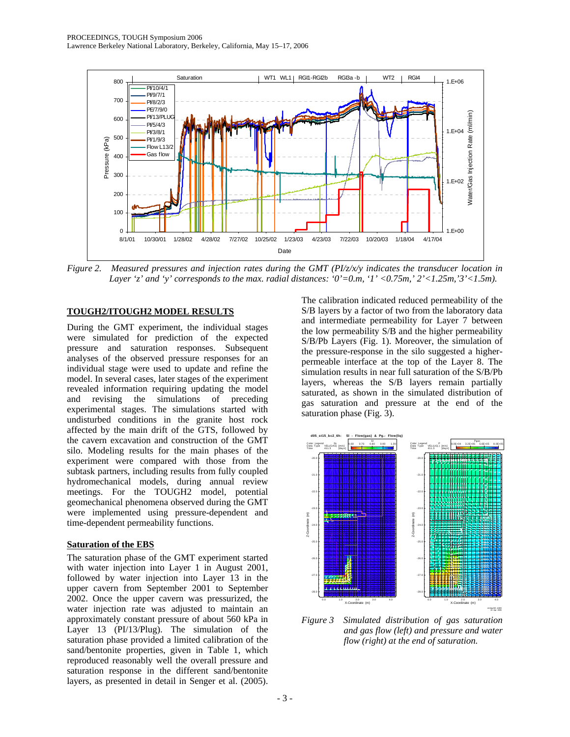Figure 2. *Measured pressures and injection rates during the GMT (PI/z/x/y indicates the transducer location in Layer 'z' and 'y' corresponds to the max. radial distances: '0'=0.m, '1' <0.75m,' 2'<1.25m,'3'<1.5m).*

## TOUGH2/ITOUGH2 MODEL RESULTS

During the GMT experiment, the individual stages were simulated for prediction of the expected pressure and saturation responses. Subsequent analyses of the observed pressure responses for an individual stage were used to update and refine the model. In several cases, later stages of the experiment revealed information requiring updating the model and revising the simulations of preceding experimental stages. The simulations started with undisturbed conditions in the granite host rock affected by the main drift of the GTS, followed by the cavern excavation and construction of the GMT silo. Modeling results for the main phases of the experiment were compared with those from the subtask partners, including results from fully coupled hydromechanical models, during annual review meetings. For the TOUGH2 model, potential geomechanical phenomena observed during the GMT were implemented using pressure-dependent and time-dependent permeability functions.

### Saturation of the EBS

The saturation phase of the GMT experiment started with water injection into Layer 1 in August 2001, followed by water injection into Layer 13 in the upper cavern from September 2001 to September 2002. Once the upper cavern was pressurized, the water injection rate was adjusted to maintain an approximately constant pressure of about 560 kPa in Layer 13 (PI/13/Plug). The simulation of the saturation phase provided a limited calibration of the sand/bentonite properties, given in Table 1, which reproduced reasonably well the overall pressure and saturation response in the different sand/bentonite layers, as presented in detail in Senger et al. (2005). The calibration indicated reduced permeability of the S/B layers by a factor of two from the laboratory data and intermediate permeability for Layer 7 between the low permeability S/B and the higher permeability S/B/Pb Layers (Fig. 1). Moreover, the simulation of the pressure-response in the silo suggested a higher-permeable interface at the top of the Layer 8. The simulation results in near full saturation of the S/B/Pb layers, whereas the S/B layers remain partially saturated, as shown in the simulated distribution of gas saturation and pressure at the end of the saturation phase (Fig. 3).

Figure 3 *Simulated distribution of gas saturation and gas flow (left) and pressure and water flow (right) at the end of saturation.*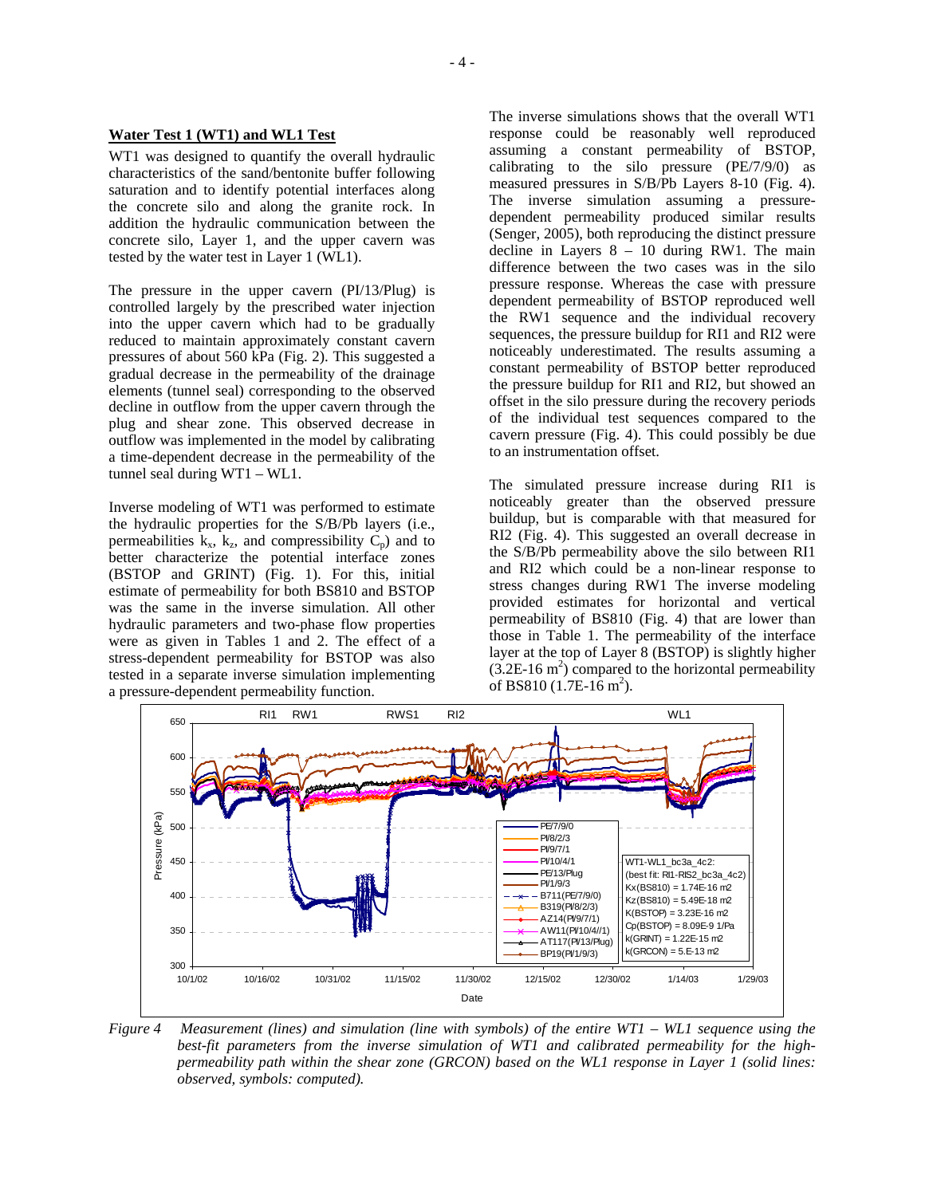**Water Test 1 (WT1) and WL1 Test**

WT1 was designed to quantify the overall hydraulic characteristics of the sand/bentonite buffer following saturation and to identify potential interfaces along the concrete silo and along the granite rock. In addition the hydraulic communication between the concrete silo, Layer 1, and the upper cavern was tested by the water test in Layer 1 (WL1).

The pressure in the upper cavern (PI/13/Plug) is controlled largely by the prescribed water injection into the upper cavern which had to be gradually reduced to maintain approximately constant cavern pressures of about 560 kPa (Fig. 2). This suggested a gradual decrease in the permeability of the drainage elements (tunnel seal) corresponding to the observed decline in outflow from the upper cavern through the plug and shear zone. This observed decrease in outflow was implemented in the model by calibrating a time-dependent decrease in the permeability of the tunnel seal during WT1 – WL1.

Inverse modeling of WT1 was performed to estimate the hydraulic properties for the S/B/Pb layers (i.e., permeabilities $k_x$, $k_z$, and compressibility $C_p$) and to better characterize the potential interface zones (BSTOP and GRINT) (Fig. 1). For this, initial estimate of permeability for both BS810 and BSTOP was the same in the inverse simulation. All other hydraulic parameters and two-phase flow properties were as given in Tables 1 and 2. The effect of a stress-dependent permeability for BSTOP was also tested in a separate inverse simulation implementing a pressure-dependent permeability function.

The inverse simulations shows that the overall WT1 response could be reasonably well reproduced assuming a constant permeability of BSTOP, calibrating to the silo pressure (PE/7/9/0) as measured pressures in S/B/Pb Layers 8-10 (Fig. 4). The inverse simulation assuming a pressure-dependent permeability produced similar results (Senger, 2005), both reproducing the distinct pressure decline in Layers 8 – 10 during RW1. The main difference between the two cases was in the silo pressure response. Whereas the case with pressure dependent permeability of BSTOP reproduced well the RW1 sequence and the individual recovery sequences, the pressure buildup for RI1 and RI2 were noticeably underestimated. The results assuming a constant permeability of BSTOP better reproduced the pressure buildup for RI1 and RI2, but showed an offset in the silo pressure during the recovery periods of the individual test sequences compared to the cavern pressure (Fig. 4). This could possibly be due to an instrumentation offset.

The simulated pressure increase during RI1 is noticeably greater than the observed pressure buildup, but is comparable with that measured for RI2 (Fig. 4). This suggested an overall decrease in the S/B/Pb permeability above the silo between RI1 and RI2 which could be a non-linear response to stress changes during RW1 The inverse modeling provided estimates for horizontal and vertical permeability of BS810 (Fig. 4) that are lower than those in Table 1. The permeability of the interface layer at the top of Layer 8 (BSTOP) is slightly higher ($3.2E\text{-}16\ m^2$) compared to the horizontal permeability of BS810 ($1.7E\text{-}16\ m^2$).

*Figure 4 Measurement (lines) and simulation (line with symbols) of the entire WT1 – WL1 sequence using the best-fit parameters from the inverse simulation of WT1 and calibrated permeability for the high-permeability path within the shear zone (GRCON) based on the WL1 response in Layer 1 (solid lines: observed, symbols: computed).*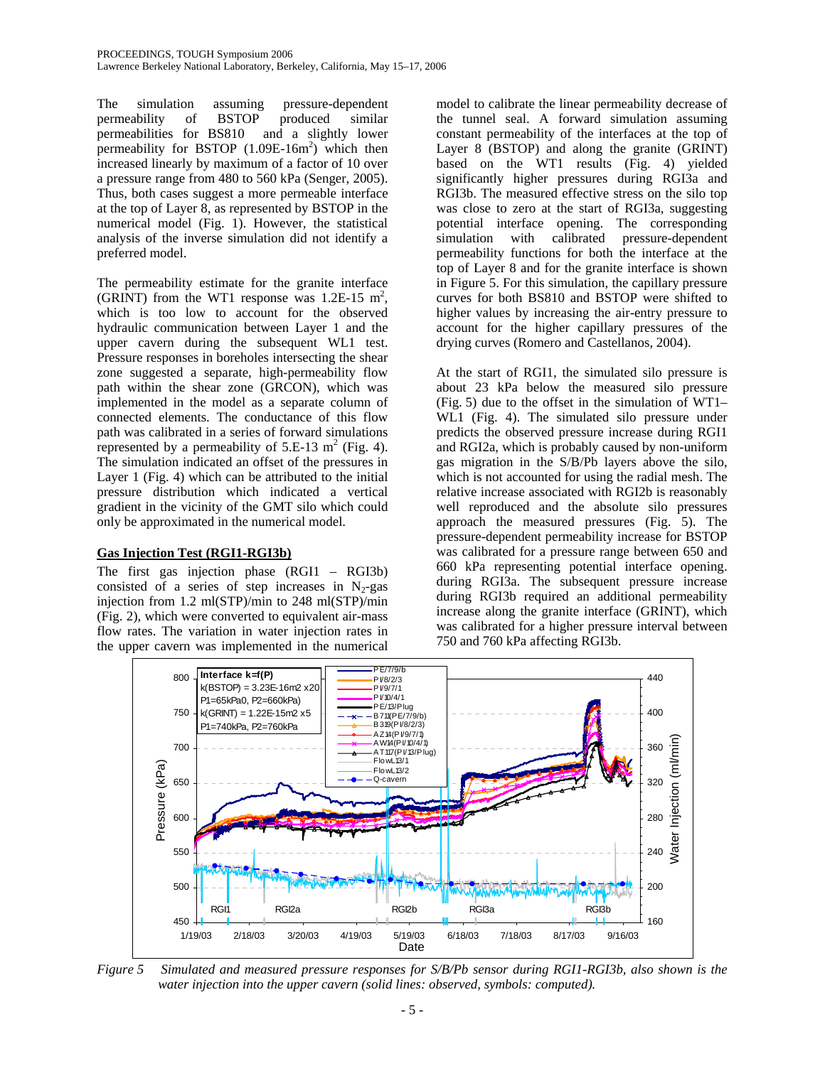The simulation assuming pressure-dependent permeability of BSTOP produced similar permeabilities for BS810 and a slightly lower permeability for BSTOP (1.09E-16m$^2$) which then increased linearly by maximum of a factor of 10 over a pressure range from 480 to 560 kPa (Senger, 2005). Thus, both cases suggest a more permeable interface at the top of Layer 8, as represented by BSTOP in the numerical model (Fig. 1). However, the statistical analysis of the inverse simulation did not identify a preferred model.

The permeability estimate for the granite interface (GRINT) from the WT1 response was 1.2E-15 m$^2$, which is too low to account for the observed hydraulic communication between Layer 1 and the upper cavern during the subsequent WL1 test. Pressure responses in boreholes intersecting the shear zone suggested a separate, high-permeability flow path within the shear zone (GRCON), which was implemented in the model as a separate column of connected elements. The conductance of this flow path was calibrated in a series of forward simulations represented by a permeability of 5.E-13 m$^2$ (Fig. 4). The simulation indicated an offset of the pressures in Layer 1 (Fig. 4) which can be attributed to the initial pressure distribution which indicated a vertical gradient in the vicinity of the GMT silo which could only be approximated in the numerical model.

## Gas Injection Test (RGI1-RGI3b)

The first gas injection phase (RGI1 – RGI3b) consisted of a series of step increases in $N_2$-gas injection from 1.2 ml(STP)/min to 248 ml(STP)/min (Fig. 2), which were converted to equivalent air-mass flow rates. The variation in water injection rates in the upper cavern was implemented in the numerical model to calibrate the linear permeability decrease of the tunnel seal. A forward simulation assuming constant permeability of the interfaces at the top of Layer 8 (BSTOP) and along the granite (GRINT) based on the WT1 results (Fig. 4) yielded significantly higher pressures during RGI3a and RGI3b. The measured effective stress on the silo top was close to zero at the start of RGI3a, suggesting potential interface opening. The corresponding simulation with calibrated pressure-dependent permeability functions for both the interface at the top of Layer 8 and for the granite interface is shown in Figure 5. For this simulation, the capillary pressure curves for both BS810 and BSTOP were shifted to higher values by increasing the air-entry pressure to account for the higher capillary pressures of the drying curves (Romero and Castellanos, 2004).

At the start of RGI1, the simulated silo pressure is about 23 kPa below the measured silo pressure (Fig. 5) due to the offset in the simulation of WT1–WL1 (Fig. 4). The simulated silo pressure under predicts the observed pressure increase during RGI1 and RGI2a, which is probably caused by non-uniform gas migration in the S/B/Pb layers above the silo, which is not accounted for using the radial mesh. The relative increase associated with RGI2b is reasonably well reproduced and the absolute silo pressures approach the measured pressures (Fig. 5). The pressure-dependent permeability increase for BSTOP was calibrated for a pressure range between 650 and 660 kPa representing potential interface opening. during RGI3a. The subsequent pressure increase during RGI3b required an additional permeability increase along the granite interface (GRINT), which was calibrated for a higher pressure interval between 750 and 760 kPa affecting RGI3b.

*Figure 5 Simulated and measured pressure responses for S/B/Pb sensor during RGI1-RGI3b, also shown is the water injection into the upper cavern (solid lines: observed, symbols: computed).*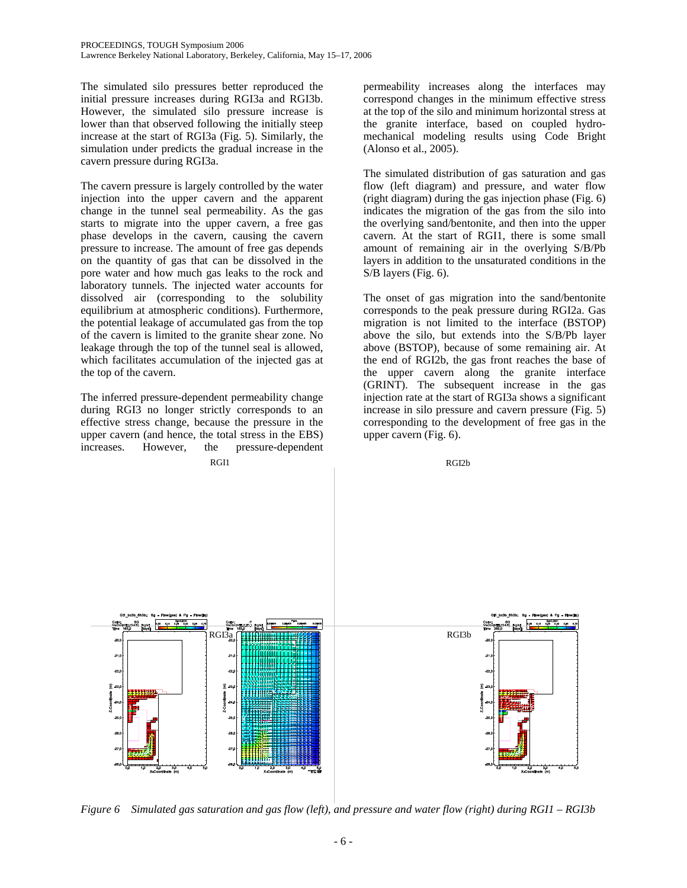The simulated silo pressures better reproduced the initial pressure increases during RGI3a and RGI3b. However, the simulated silo pressure increase is lower than that observed following the initially steep increase at the start of RGI3a (Fig. 5). Similarly, the simulation under predicts the gradual increase in the cavern pressure during RGI3a.

The cavern pressure is largely controlled by the water injection into the upper cavern and the apparent change in the tunnel seal permeability. As the gas starts to migrate into the upper cavern, a free gas phase develops in the cavern, causing the cavern pressure to increase. The amount of free gas depends on the quantity of gas that can be dissolved in the pore water and how much gas leaks to the rock and laboratory tunnels. The injected water accounts for dissolved air (corresponding to the solubility equilibrium at atmospheric conditions). Furthermore, the potential leakage of accumulated gas from the top of the cavern is limited to the granite shear zone. No leakage through the top of the tunnel seal is allowed, which facilitates accumulation of the injected gas at the top of the cavern.

The inferred pressure-dependent permeability change during RGI3 no longer strictly corresponds to an effective stress change, because the pressure in the upper cavern (and hence, the total stress in the EBS) increases. However, the pressure-dependent permeability increases along the interfaces may correspond changes in the minimum effective stress at the top of the silo and minimum horizontal stress at the granite interface, based on coupled hydro-mechanical modeling results using Code Bright (Alonso et al., 2005).

The simulated distribution of gas saturation and gas flow (left diagram) and pressure, and water flow (right diagram) during the gas injection phase (Fig. 6) indicates the migration of the gas from the silo into the overlying sand/bentonite, and then into the upper cavern. At the start of RGI1, there is some small amount of remaining air in the overlying S/B/Pb layers in addition to the unsaturated conditions in the S/B layers (Fig. 6).

The onset of gas migration into the sand/bentonite corresponds to the peak pressure during RGI2a. Gas migration is not limited to the interface (BSTOP) above the silo, but extends into the S/B/Pb layer above (BSTOP), because of some remaining air. At the end of RGI2b, the gas front reaches the base of the upper cavern along the granite interface (GRINT). The subsequent increase in the gas injection rate at the start of RGI3a shows a significant increase in silo pressure and cavern pressure (Fig. 5) corresponding to the development of free gas in the upper cavern (Fig. 6).

RGI1

RGI2b

RGI3a

RGI3b

*Figure 6 Simulated gas saturation and gas flow (left), and pressure and water flow (right) during RGI1 – RGI3b*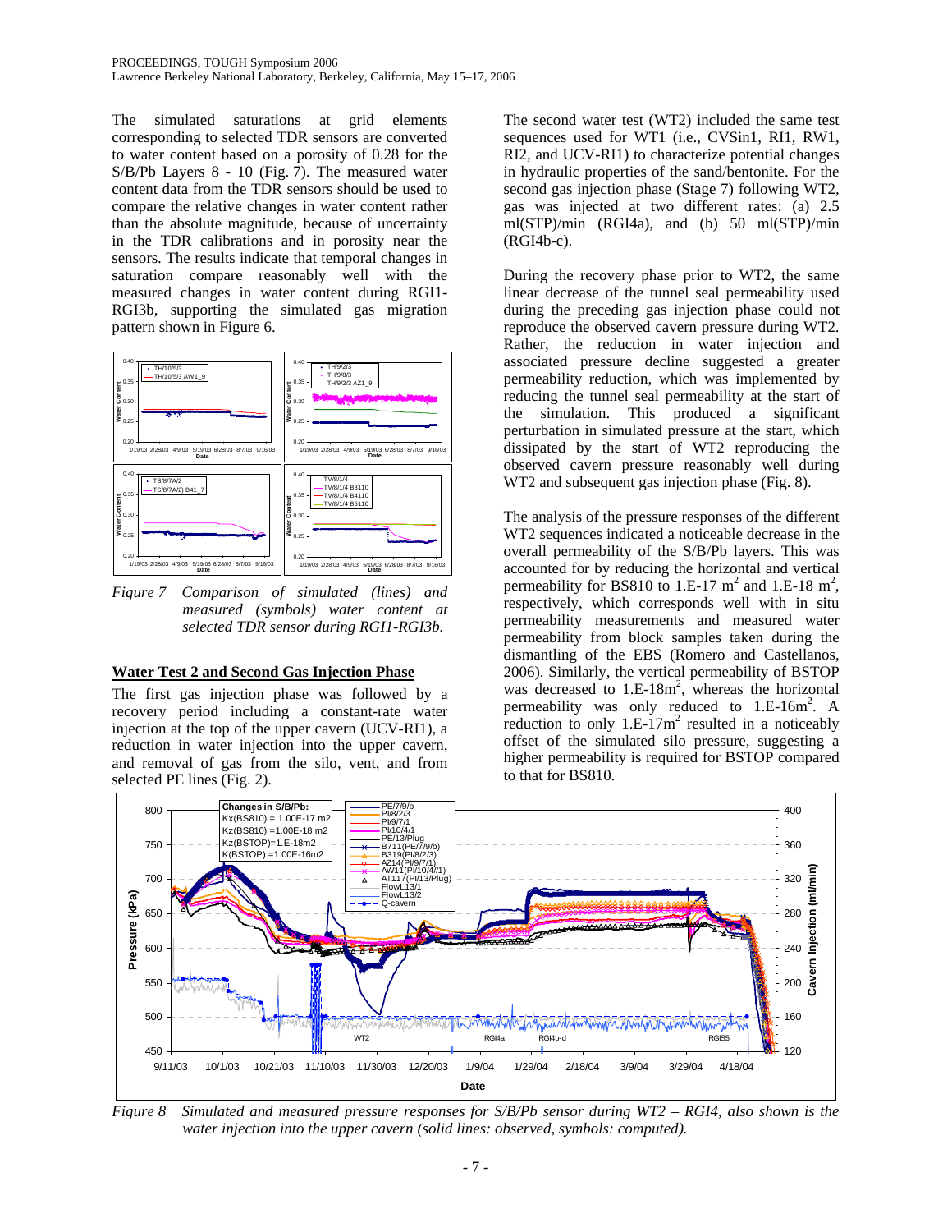The simulated saturations at grid elements corresponding to selected TDR sensors are converted to water content based on a porosity of 0.28 for the S/B/Pb Layers 8 - 10 (Fig. 7). The measured water content data from the TDR sensors should be used to compare the relative changes in water content rather than the absolute magnitude, because of uncertainty in the TDR calibrations and in porosity near the sensors. The results indicate that temporal changes in saturation compare reasonably well with the measured changes in water content during RGI1-RGI3b, supporting the simulated gas migration pattern shown in Figure 6.

*Figure 7 Comparison of simulated (lines) and measured (symbols) water content at selected TDR sensor during RGI1-RGI3b.*

## Water Test 2 and Second Gas Injection Phase

The first gas injection phase was followed by a recovery period including a constant-rate water injection at the top of the upper cavern (UCV-RI1), a reduction in water injection into the upper cavern, and removal of gas from the silo, vent, and from selected PE lines (Fig. 2).

The second water test (WT2) included the same test sequences used for WT1 (i.e., CVSin1, RI1, RW1, RI2, and UCV-RI1) to characterize potential changes in hydraulic properties of the sand/bentonite. For the second gas injection phase (Stage 7) following WT2, gas was injected at two different rates: (a) 2.5 ml(STP)/min (RGI4a), and (b) 50 ml(STP)/min (RGI4b-c).

During the recovery phase prior to WT2, the same linear decrease of the tunnel seal permeability used during the preceding gas injection phase could not reproduce the observed cavern pressure during WT2. Rather, the reduction in water injection and associated pressure decline suggested a greater permeability reduction, which was implemented by reducing the tunnel seal permeability at the start of the simulation. This produced a significant perturbation in simulated pressure at the start, which dissipated by the start of WT2 reproducing the observed cavern pressure reasonably well during WT2 and subsequent gas injection phase (Fig. 8).

The analysis of the pressure responses of the different WT2 sequences indicated a noticeable decrease in the overall permeability of the S/B/Pb layers. This was accounted for by reducing the horizontal and vertical permeability for BS810 to 1.E-17 $m^2$ and 1.E-18 $m^2$, respectively, which corresponds well with in situ permeability measurements and measured water permeability from block samples taken during the dismantling of the EBS (Romero and Castellanos, 2006). Similarly, the vertical permeability of BSTOP was decreased to 1.E-18$m^2$, whereas the horizontal permeability was only reduced to 1.E-16$m^2$. A reduction to only 1.E-17$m^2$ resulted in a noticeably offset of the simulated silo pressure, suggesting a higher permeability is required for BSTOP compared to that for BS810.

*Figure 8 Simulated and measured pressure responses for S/B/Pb sensor during WT2 – RGI4, also shown is the water injection into the upper cavern (solid lines: observed, symbols: computed).*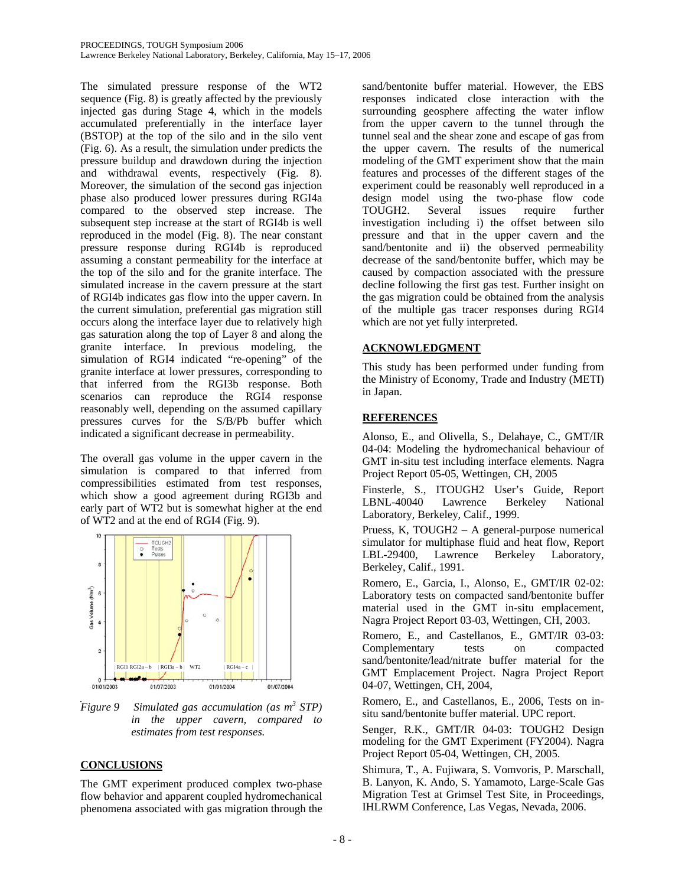The simulated pressure response of the WT2 sequence (Fig. 8) is greatly affected by the previously injected gas during Stage 4, which in the models accumulated preferentially in the interface layer (BSTOP) at the top of the silo and in the silo vent (Fig. 6). As a result, the simulation under predicts the pressure buildup and drawdown during the injection and withdrawal events, respectively (Fig. 8). Moreover, the simulation of the second gas injection phase also produced lower pressures during RGI4a compared to the observed step increase. The subsequent step increase at the start of RGI4b is well reproduced in the model (Fig. 8). The near constant pressure response during RGI4b is reproduced assuming a constant permeability for the interface at the top of the silo and for the granite interface. The simulated increase in the cavern pressure at the start of RGI4b indicates gas flow into the upper cavern. In the current simulation, preferential gas migration still occurs along the interface layer due to relatively high gas saturation along the top of Layer 8 and along the granite interface. In previous modeling, the simulation of RGI4 indicated "re-opening" of the granite interface at lower pressures, corresponding to that inferred from the RGI3b response. Both scenarios can reproduce the RGI4 response reasonably well, depending on the assumed capillary pressures curves for the S/B/Pb buffer which indicated a significant decrease in permeability.

The overall gas volume in the upper cavern in the simulation is compared to that inferred from compressibilities estimated from test responses, which show a good agreement during RGI3b and early part of WT2 but is somewhat higher at the end of WT2 and at the end of RGI4 (Fig. 9).

TOUGH2
Tests
Pulses
Gas Volume (Nm³)
10
8
6
4
2
0
RGI1 RGI2a – b
RGI3a – b
WT2
RGI4a – c
01/01/2003
01/07/2003
01/01/2004
01/07/2004

*Figure 9 Simulated gas accumulation (as $m^3$ STP) in the upper cavern, compared to estimates from test responses.*

## CONCLUSIONS

The GMT experiment produced complex two-phase flow behavior and apparent coupled hydromechanical phenomena associated with gas migration through the sand/bentonite buffer material. However, the EBS responses indicated close interaction with the surrounding geosphere affecting the water inflow from the upper cavern to the tunnel through the tunnel seal and the shear zone and escape of gas from the upper cavern. The results of the numerical modeling of the GMT experiment show that the main features and processes of the different stages of the experiment could be reasonably well reproduced in a design model using the two-phase flow code TOUGH2. Several issues require further investigation including i) the offset between silo pressure and that in the upper cavern and the sand/bentonite and ii) the observed permeability decrease of the sand/bentonite buffer, which may be caused by compaction associated with the pressure decline following the first gas test. Further insight on the gas migration could be obtained from the analysis of the multiple gas tracer responses during RGI4 which are not yet fully interpreted.

## ACKNOWLEDGMENT

This study has been performed under funding from the Ministry of Economy, Trade and Industry (METI) in Japan.

## REFERENCES

Alonso, E., and Olivella, S., Delahaye, C., GMT/IR 04-04: Modeling the hydromechanical behaviour of GMT in-situ test including interface elements. Nagra Project Report 05-05, Wettingen, CH, 2005

Finsterle, S., ITOUGH2 User's Guide, Report LBNL-40040 Lawrence Berkeley National Laboratory, Berkeley, Calif., 1999.

Pruess, K, TOUGH2 – A general-purpose numerical simulator for multiphase fluid and heat flow, Report LBL-29400, Lawrence Berkeley Laboratory, Berkeley, Calif., 1991.

Romero, E., Garcia, I., Alonso, E., GMT/IR 02-02: Laboratory tests on compacted sand/bentonite buffer material used in the GMT in-situ emplacement, Nagra Project Report 03-03, Wettingen, CH, 2003.

Romero, E., and Castellanos, E., GMT/IR 03-03: Complementary tests on compacted sand/bentonite/lead/nitrate buffer material for the GMT Emplacement Project. Nagra Project Report 04-07, Wettingen, CH, 2004,

Romero, E., and Castellanos, E., 2006, Tests on in-situ sand/bentonite buffer material. UPC report.

Senger, R.K., GMT/IR 04-03: TOUGH2 Design modeling for the GMT Experiment (FY2004). Nagra Project Report 05-04, Wettingen, CH, 2005.

Shimura, T., A. Fujiwara, S. Vomvoris, P. Marschall, B. Lanyon, K. Ando, S. Yamamoto, Large-Scale Gas Migration Test at Grimsel Test Site, in Proceedings, IHLRWM Conference, Las Vegas, Nevada, 2006.